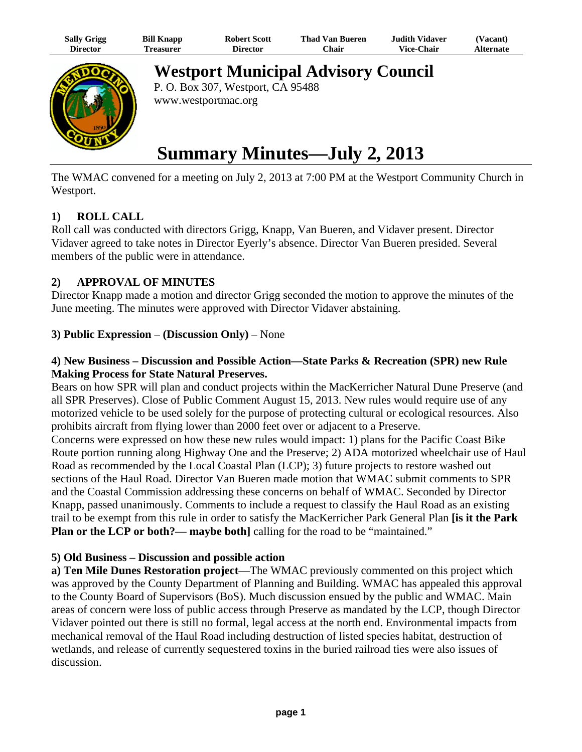| Sally Grigg | Bill Knapp | Robert Scott | Thad Van Bueren | Judith Vidaver | (Vacant) |
|---|---|---|---|---|---|
| Director | Treasurer | Director | Chair | Vice-Chair | Alternate |

# Westport Municipal Advisory Council

P. O. Box 307, Westport, CA 95488
www.westportmac.org

# Summary Minutes—July 2, 2013

The WMAC convened for a meeting on July 2, 2013 at 7:00 PM at the Westport Community Church in Westport.

## 1) ROLL CALL

Roll call was conducted with directors Grigg, Knapp, Van Bueren, and Vidaver present. Director Vidaver agreed to take notes in Director Eyerly's absence. Director Van Bueren presided. Several members of the public were in attendance.

## 2) APPROVAL OF MINUTES

Director Knapp made a motion and director Grigg seconded the motion to approve the minutes of the June meeting. The minutes were approved with Director Vidaver abstaining.

**3) Public Expression** – **(Discussion Only)** – None

**4) New Business – Discussion and Possible Action—State Parks & Recreation (SPR) new Rule Making Process for State Natural Preserves.**

Bears on how SPR will plan and conduct projects within the MacKerricher Natural Dune Preserve (and all SPR Preserves). Close of Public Comment August 15, 2013. New rules would require use of any motorized vehicle to be used solely for the purpose of protecting cultural or ecological resources. Also prohibits aircraft from flying lower than 2000 feet over or adjacent to a Preserve.

Concerns were expressed on how these new rules would impact: 1) plans for the Pacific Coast Bike Route portion running along Highway One and the Preserve; 2) ADA motorized wheelchair use of Haul Road as recommended by the Local Coastal Plan (LCP); 3) future projects to restore washed out sections of the Haul Road. Director Van Bueren made motion that WMAC submit comments to SPR and the Coastal Commission addressing these concerns on behalf of WMAC. Seconded by Director Knapp, passed unanimously. Comments to include a request to classify the Haul Road as an existing trail to be exempt from this rule in order to satisfy the MacKerricher Park General Plan **[is it the Park Plan or the LCP or both?— maybe both]** calling for the road to be "maintained."

**5) Old Business – Discussion and possible action**

**a) Ten Mile Dunes Restoration project**—The WMAC previously commented on this project which was approved by the County Department of Planning and Building. WMAC has appealed this approval to the County Board of Supervisors (BoS). Much discussion ensued by the public and WMAC. Main areas of concern were loss of public access through Preserve as mandated by the LCP, though Director Vidaver pointed out there is still no formal, legal access at the north end. Environmental impacts from mechanical removal of the Haul Road including destruction of listed species habitat, destruction of wetlands, and release of currently sequestered toxins in the buried railroad ties were also issues of discussion.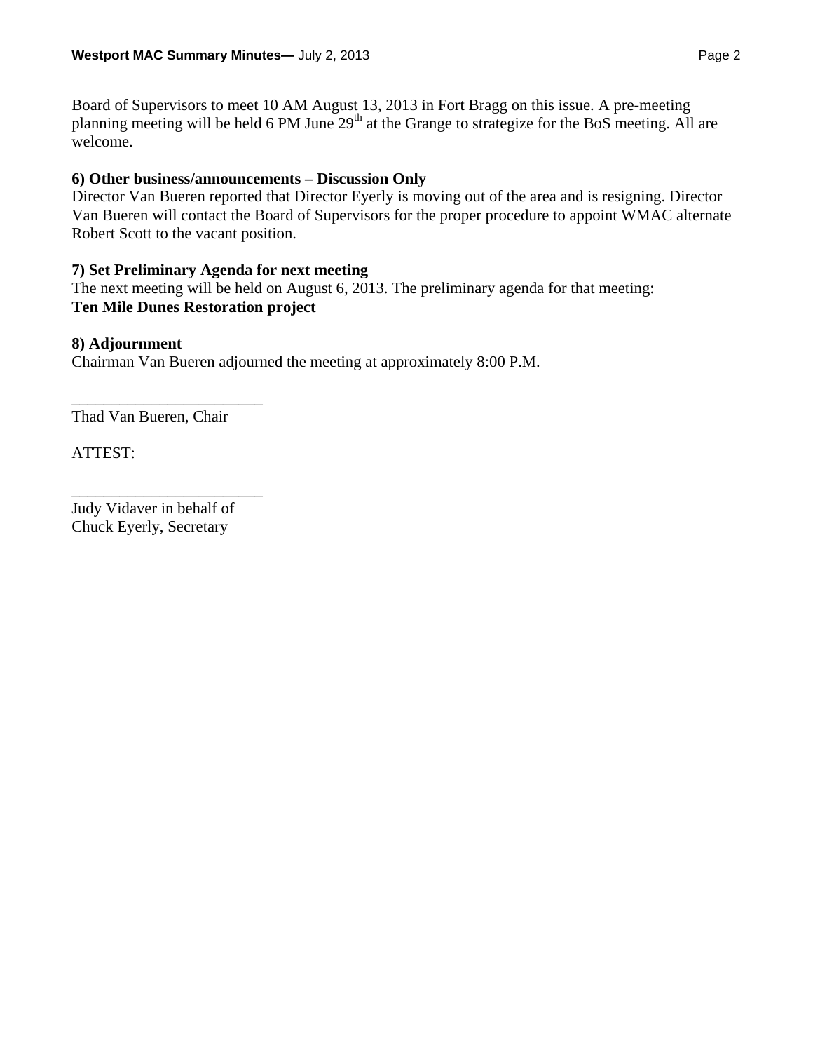Board of Supervisors to meet 10 AM August 13, 2013 in Fort Bragg on this issue. A pre-meeting planning meeting will be held 6 PM June 29th at the Grange to strategize for the BoS meeting. All are welcome.

**6) Other business/announcements – Discussion Only**

Director Van Bueren reported that Director Eyerly is moving out of the area and is resigning. Director Van Bueren will contact the Board of Supervisors for the proper procedure to appoint WMAC alternate Robert Scott to the vacant position.

**7) Set Preliminary Agenda for next meeting**

The next meeting will be held on August 6, 2013. The preliminary agenda for that meeting:

**Ten Mile Dunes Restoration project**

**8) Adjournment**

Chairman Van Bueren adjourned the meeting at approximately 8:00 P.M.

________________________

Thad Van Bueren, Chair

ATTEST:

________________________

Judy Vidaver in behalf of
Chuck Eyerly, Secretary